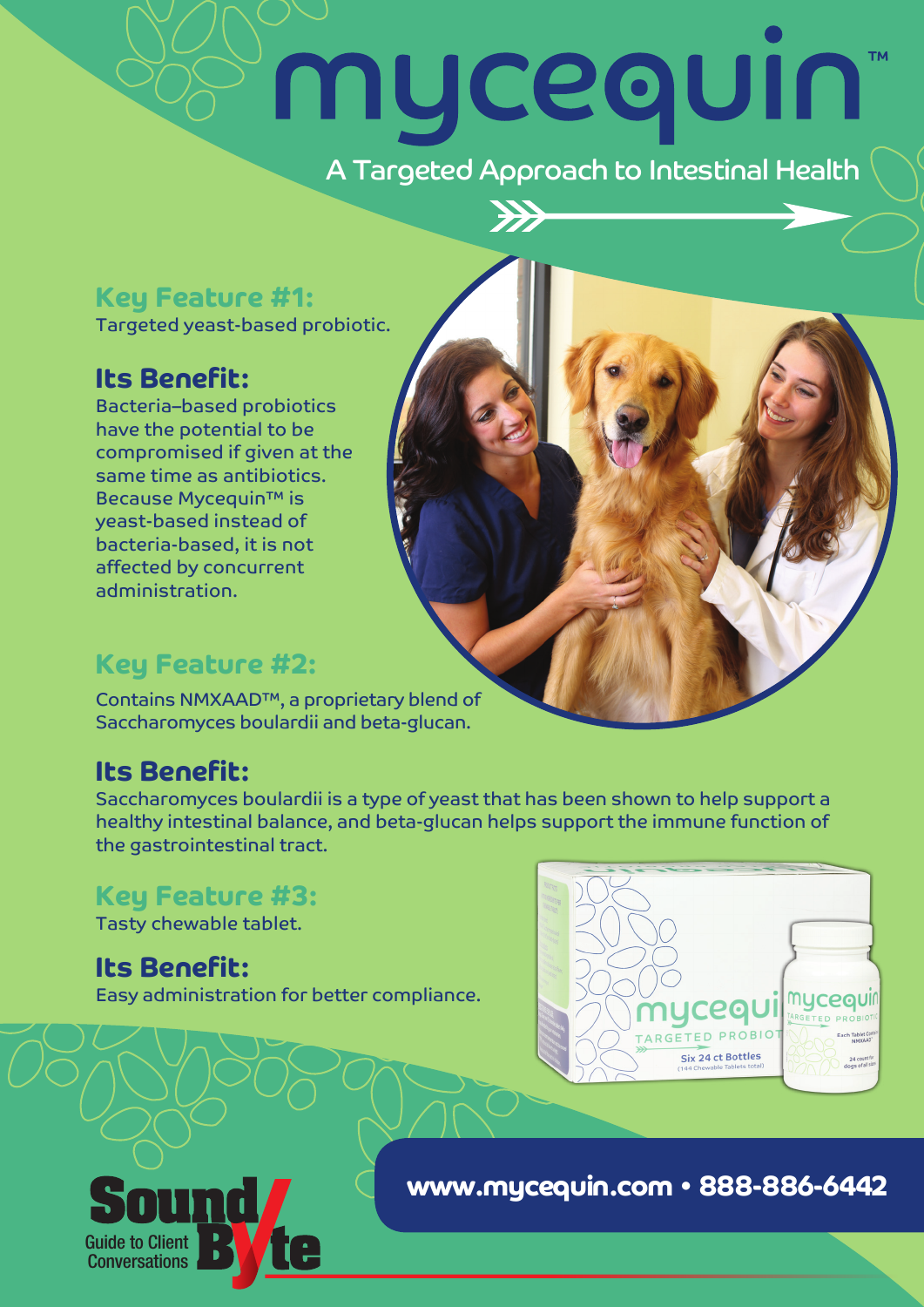# mycequin™

## A Targeted Approach to Intestinal Health

### Key Feature #1:

Targeted yeast-based probiotic.

### Its Benefit:

Bacteria–based probiotics have the potential to be compromised if given at the same time as antibiotics. Because Mycequin™ is yeast-based instead of bacteria-based, it is not affected by concurrent administration.

### Key Feature #2:

Contains NMXAAD™, a proprietary blend of Saccharomyces boulardii and beta-glucan.

### Its Benefit:

Saccharomyces boulardii is a type of yeast that has been shown to help support a healthy intestinal balance, and beta-glucan helps support the immune function of the gastrointestinal tract.

### Key Feature #3:

Tasty chewable tablet.

### Its Benefit:

Easy administration for better compliance.

**www.mycequin.com • 888-886-6442**

Sound Byte
Guide to Client Conversations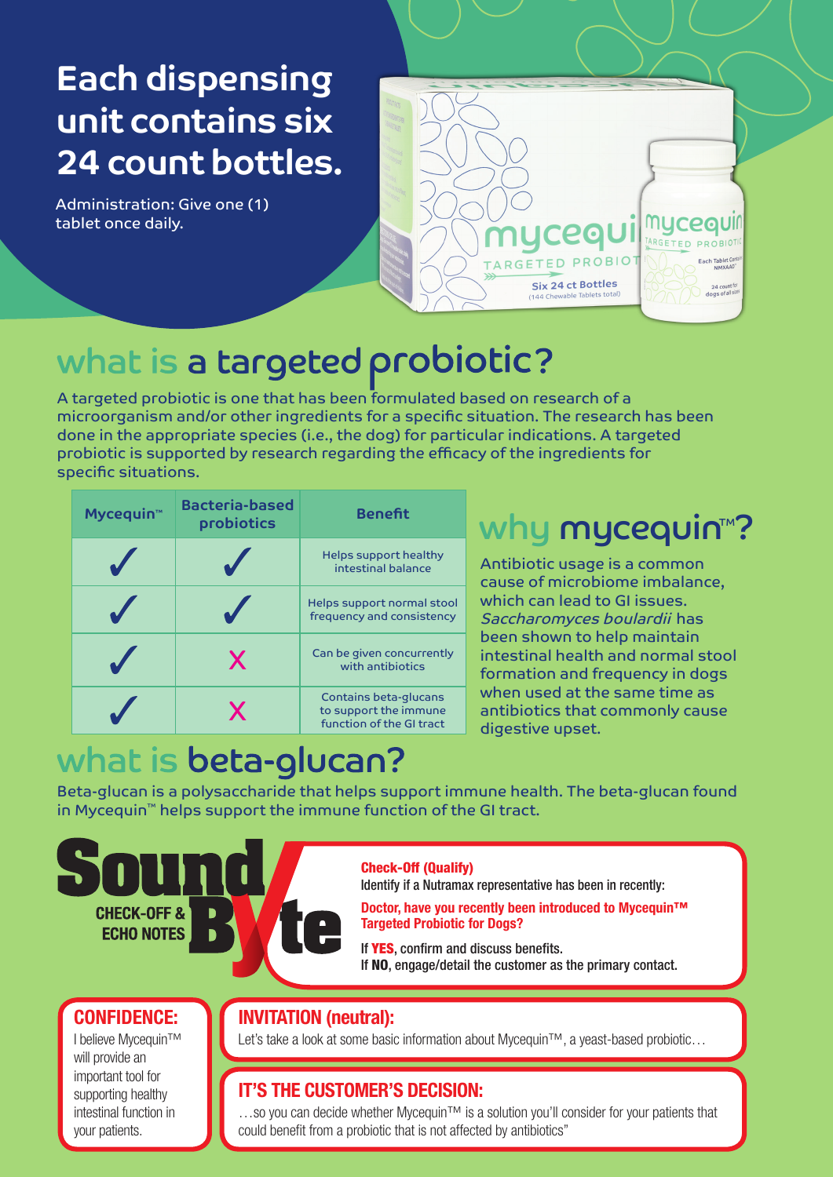# Each dispensing unit contains six 24 count bottles.

Administration: Give one (1) tablet once daily.

## what is a targeted probiotic?

A targeted probiotic is one that has been formulated based on research of a microorganism and/or other ingredients for a specific situation. The research has been done in the appropriate species (i.e., the dog) for particular indications. A targeted probiotic is supported by research regarding the efficacy of the ingredients for specific situations.

| Mycequin™ | Bacteria-based probiotics | Benefit |
|---|---|---|
| ✓ | ✓ | Helps support healthy intestinal balance |
| ✓ | ✓ | Helps support normal stool frequency and consistency |
| ✓ | X | Can be given concurrently with antibiotics |
| ✓ | X | Contains beta-glucans to support the immune function of the GI tract |

## why mycequin™?

Antibiotic usage is a common cause of microbiome imbalance, which can lead to GI issues. *Saccharomyces boulardii* has been shown to help maintain intestinal health and normal stool formation and frequency in dogs when used at the same time as antibiotics that commonly cause digestive upset.

## what is beta-glucan?

Beta-glucan is a polysaccharide that helps support immune health. The beta-glucan found in Mycequin™ helps support the immune function of the GI tract.

## Sound Byte

CHECK-OFF & ECHO NOTES

**Check-Off (Qualify)**

Identify if a Nutramax representative has been in recently:

**Doctor, have you recently been introduced to Mycequin™ Targeted Probiotic for Dogs?**

If **YES**, confirm and discuss benefits.
If **NO**, engage/detail the customer as the primary contact.

**CONFIDENCE:**

I believe Mycequin™ will provide an important tool for supporting healthy intestinal function in your patients.

**INVITATION (neutral):**

Let's take a look at some basic information about Mycequin™, a yeast-based probiotic…

**IT'S THE CUSTOMER'S DECISION:**

…so you can decide whether Mycequin™ is a solution you'll consider for your patients that could benefit from a probiotic that is not affected by antibiotics"